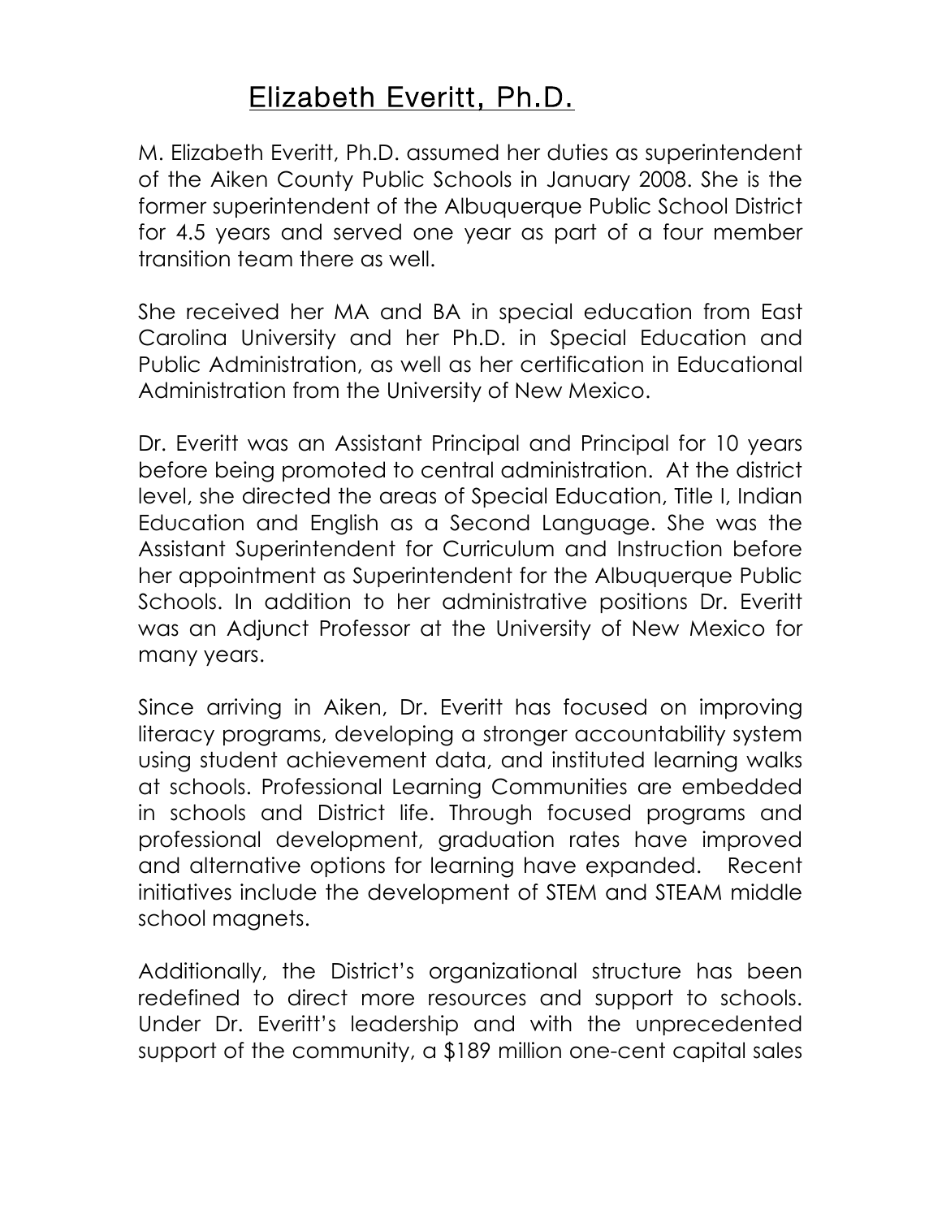# Elizabeth Everitt, Ph.D.

M. Elizabeth Everitt, Ph.D. assumed her duties as superintendent of the Aiken County Public Schools in January 2008. She is the former superintendent of the Albuquerque Public School District for 4.5 years and served one year as part of a four member transition team there as well.

She received her MA and BA in special education from East Carolina University and her Ph.D. in Special Education and Public Administration, as well as her certification in Educational Administration from the University of New Mexico.

Dr. Everitt was an Assistant Principal and Principal for 10 years before being promoted to central administration. At the district level, she directed the areas of Special Education, Title I, Indian Education and English as a Second Language. She was the Assistant Superintendent for Curriculum and Instruction before her appointment as Superintendent for the Albuquerque Public Schools. In addition to her administrative positions Dr. Everitt was an Adjunct Professor at the University of New Mexico for many years.

Since arriving in Aiken, Dr. Everitt has focused on improving literacy programs, developing a stronger accountability system using student achievement data, and instituted learning walks at schools. Professional Learning Communities are embedded in schools and District life. Through focused programs and professional development, graduation rates have improved and alternative options for learning have expanded. Recent initiatives include the development of STEM and STEAM middle school magnets.

Additionally, the District's organizational structure has been redefined to direct more resources and support to schools. Under Dr. Everitt's leadership and with the unprecedented support of the community, a $189 million one-cent capital sales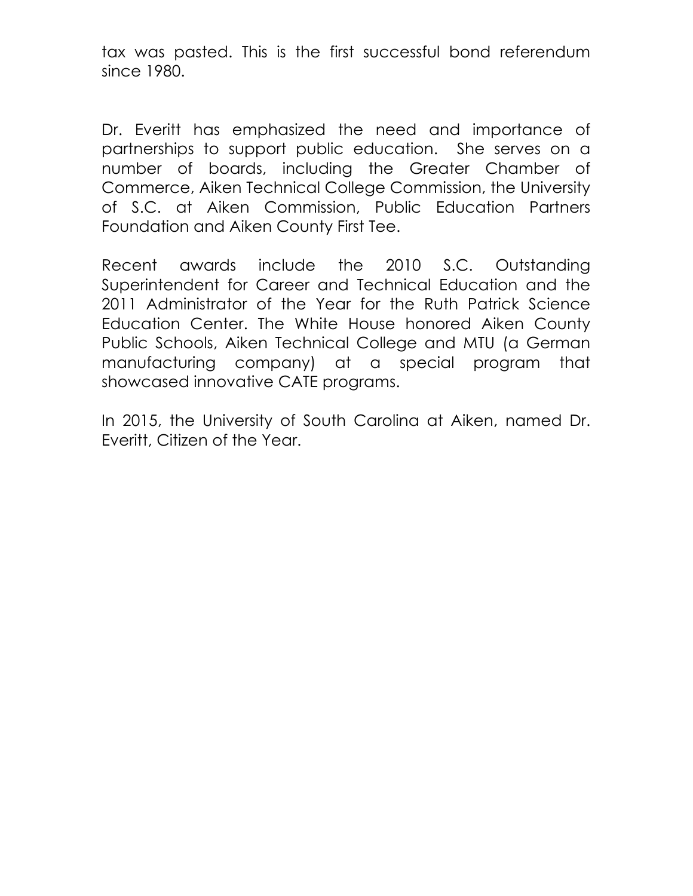tax was pasted. This is the first successful bond referendum since 1980.

Dr. Everitt has emphasized the need and importance of partnerships to support public education. She serves on a number of boards, including the Greater Chamber of Commerce, Aiken Technical College Commission, the University of S.C. at Aiken Commission, Public Education Partners Foundation and Aiken County First Tee.

Recent awards include the 2010 S.C. Outstanding Superintendent for Career and Technical Education and the 2011 Administrator of the Year for the Ruth Patrick Science Education Center. The White House honored Aiken County Public Schools, Aiken Technical College and MTU (a German manufacturing company) at a special program that showcased innovative CATE programs.

In 2015, the University of South Carolina at Aiken, named Dr. Everitt, Citizen of the Year.